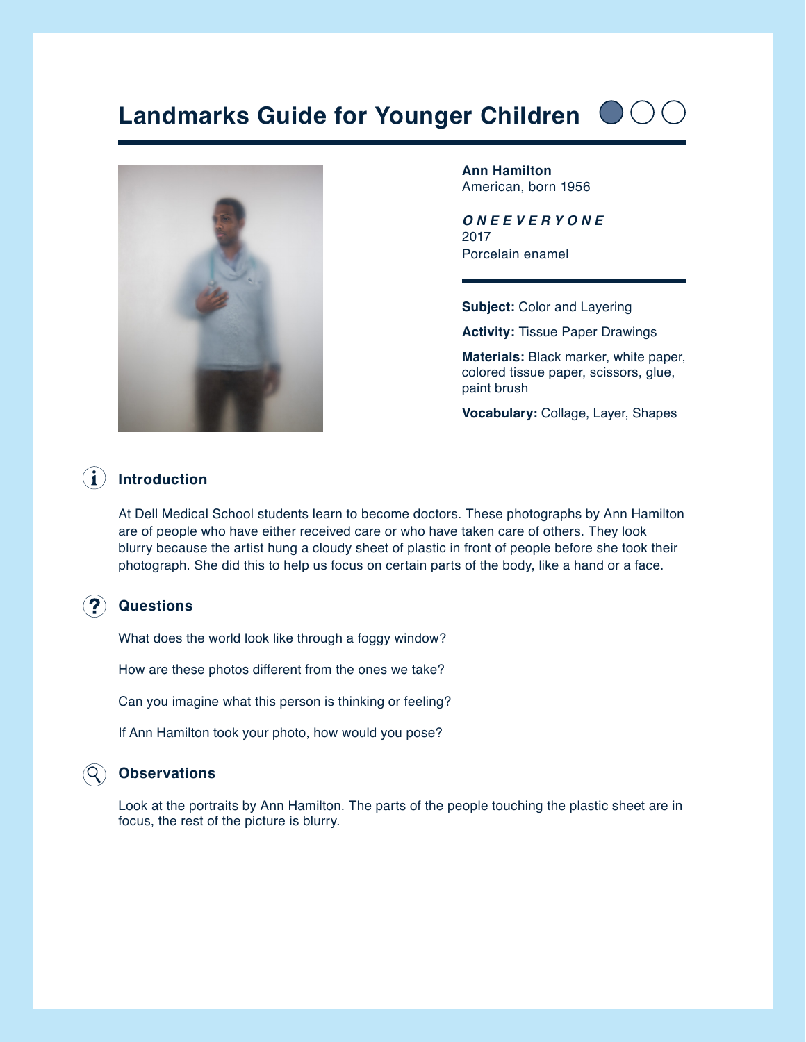# Landmarks Guide for Younger Children

**Ann Hamilton**
American, born 1956

***O N E E V E R Y O N E***
2017
Porcelain enamel

**Subject:** Color and Layering

**Activity:** Tissue Paper Drawings

**Materials:** Black marker, white paper, colored tissue paper, scissors, glue, paint brush

**Vocabulary:** Collage, Layer, Shapes

## Introduction

At Dell Medical School students learn to become doctors. These photographs by Ann Hamilton are of people who have either received care or who have taken care of others. They look blurry because the artist hung a cloudy sheet of plastic in front of people before she took their photograph. She did this to help us focus on certain parts of the body, like a hand or a face.

## Questions

What does the world look like through a foggy window?

How are these photos different from the ones we take?

Can you imagine what this person is thinking or feeling?

If Ann Hamilton took your photo, how would you pose?

## Observations

Look at the portraits by Ann Hamilton. The parts of the people touching the plastic sheet are in focus, the rest of the picture is blurry.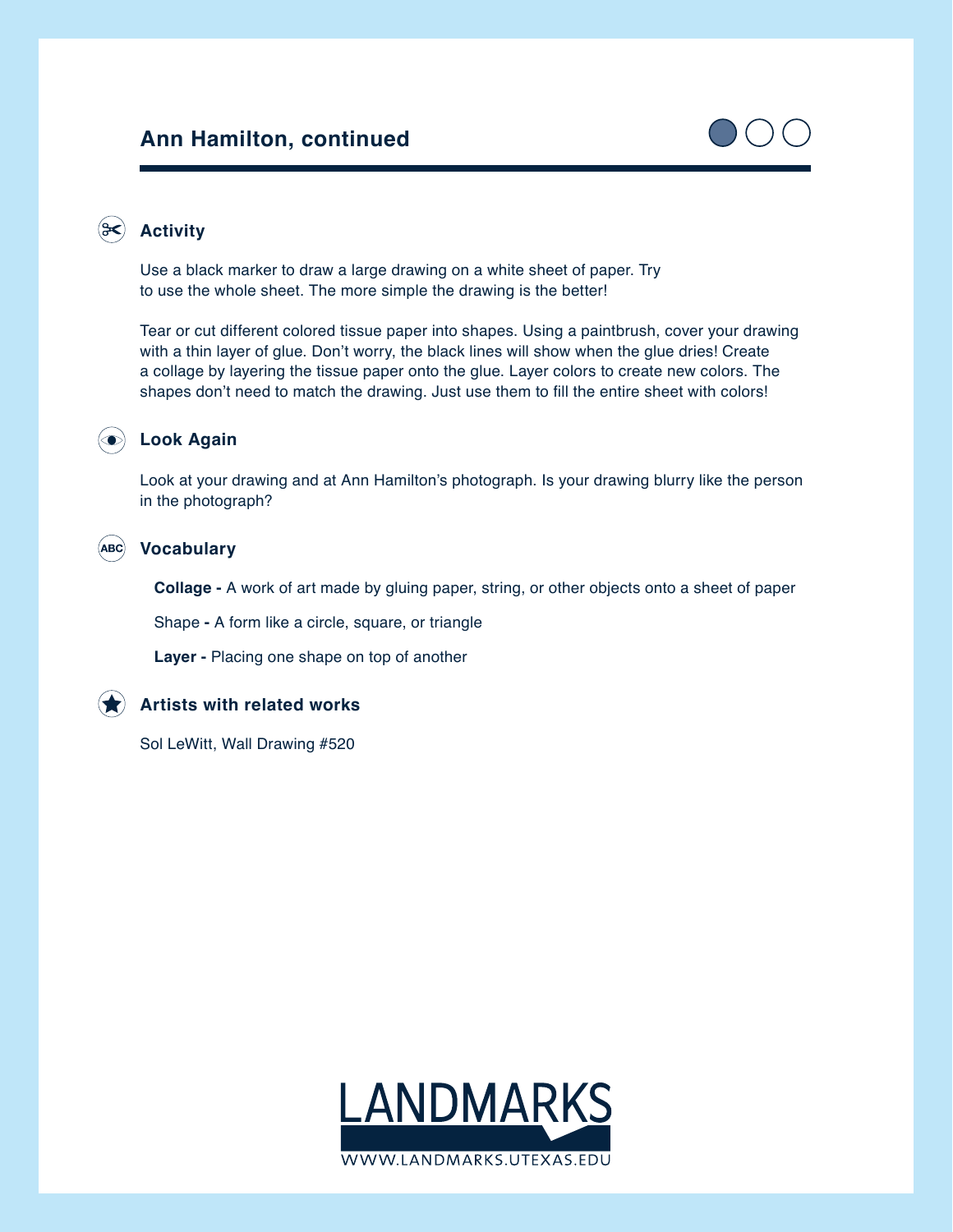## Ann Hamilton, continued

### Activity

Use a black marker to draw a large drawing on a white sheet of paper. Try to use the whole sheet. The more simple the drawing is the better!

Tear or cut different colored tissue paper into shapes. Using a paintbrush, cover your drawing with a thin layer of glue. Don't worry, the black lines will show when the glue dries! Create a collage by layering the tissue paper onto the glue. Layer colors to create new colors. The shapes don't need to match the drawing. Just use them to fill the entire sheet with colors!

### Look Again

Look at your drawing and at Ann Hamilton's photograph. Is your drawing blurry like the person in the photograph?

### Vocabulary

**Collage -** A work of art made by gluing paper, string, or other objects onto a sheet of paper

Shape **-** A form like a circle, square, or triangle

**Layer -** Placing one shape on top of another

### Artists with related works

Sol LeWitt, Wall Drawing #520

LANDMARKS

WWW.LANDMARKS.UTEXAS.EDU